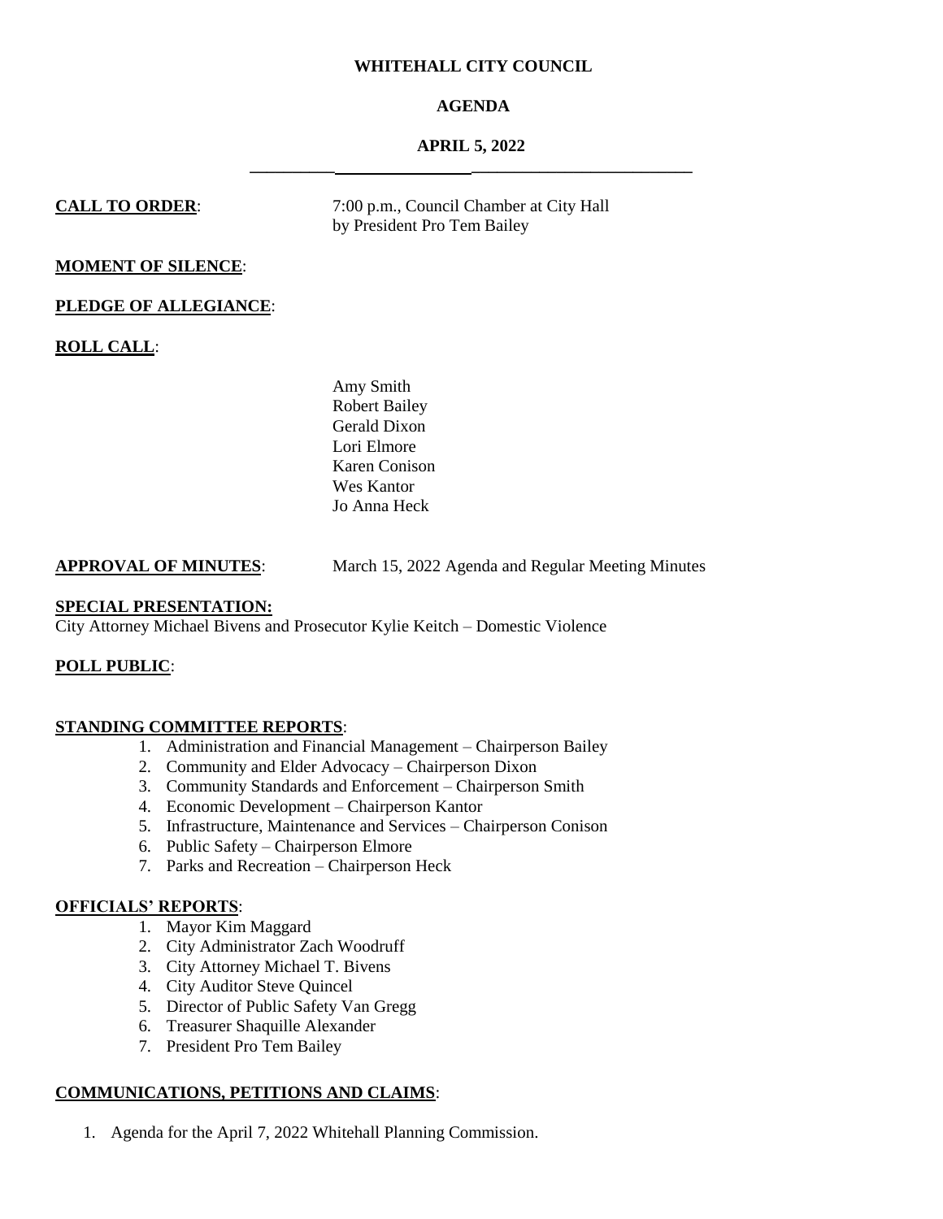# WHITEHALL CITY COUNCIL

## AGENDA

## APRIL 5, 2022

---

**CALL TO ORDER**: 7:00 p.m., Council Chamber at City Hall by President Pro Tem Bailey

**MOMENT OF SILENCE**:

**PLEDGE OF ALLEGIANCE**:

**ROLL CALL**:

Amy Smith
Robert Bailey
Gerald Dixon
Lori Elmore
Karen Conison
Wes Kantor
Jo Anna Heck

**APPROVAL OF MINUTES**: March 15, 2022 Agenda and Regular Meeting Minutes

**SPECIAL PRESENTATION:**
City Attorney Michael Bivens and Prosecutor Kylie Keitch – Domestic Violence

**POLL PUBLIC**:

**STANDING COMMITTEE REPORTS**:

1. Administration and Financial Management – Chairperson Bailey
2. Community and Elder Advocacy – Chairperson Dixon
3. Community Standards and Enforcement – Chairperson Smith
4. Economic Development – Chairperson Kantor
5. Infrastructure, Maintenance and Services – Chairperson Conison
6. Public Safety – Chairperson Elmore
7. Parks and Recreation – Chairperson Heck

**OFFICIALS' REPORTS**:

1. Mayor Kim Maggard
2. City Administrator Zach Woodruff
3. City Attorney Michael T. Bivens
4. City Auditor Steve Quincel
5. Director of Public Safety Van Gregg
6. Treasurer Shaquille Alexander
7. President Pro Tem Bailey

**COMMUNICATIONS, PETITIONS AND CLAIMS**:

1. Agenda for the April 7, 2022 Whitehall Planning Commission.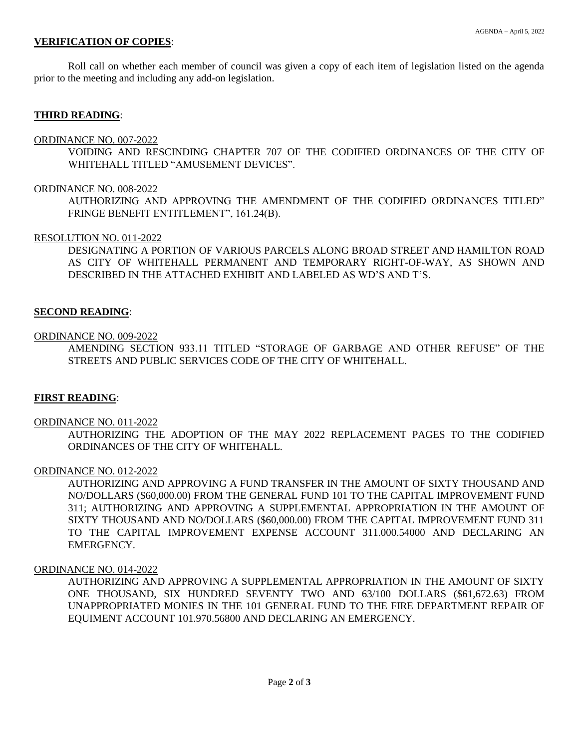**VERIFICATION OF COPIES**:

Roll call on whether each member of council was given a copy of each item of legislation listed on the agenda prior to the meeting and including any add-on legislation.

**THIRD READING**:

ORDINANCE NO. 007-2022

VOIDING AND RESCINDING CHAPTER 707 OF THE CODIFIED ORDINANCES OF THE CITY OF WHITEHALL TITLED "AMUSEMENT DEVICES".

ORDINANCE NO. 008-2022

AUTHORIZING AND APPROVING THE AMENDMENT OF THE CODIFIED ORDINANCES TITLED" FRINGE BENEFIT ENTITLEMENT", 161.24(B).

RESOLUTION NO. 011-2022

DESIGNATING A PORTION OF VARIOUS PARCELS ALONG BROAD STREET AND HAMILTON ROAD AS CITY OF WHITEHALL PERMANENT AND TEMPORARY RIGHT-OF-WAY, AS SHOWN AND DESCRIBED IN THE ATTACHED EXHIBIT AND LABELED AS WD'S AND T'S.

**SECOND READING**:

ORDINANCE NO. 009-2022

AMENDING SECTION 933.11 TITLED "STORAGE OF GARBAGE AND OTHER REFUSE" OF THE STREETS AND PUBLIC SERVICES CODE OF THE CITY OF WHITEHALL.

**FIRST READING**:

ORDINANCE NO. 011-2022

AUTHORIZING THE ADOPTION OF THE MAY 2022 REPLACEMENT PAGES TO THE CODIFIED ORDINANCES OF THE CITY OF WHITEHALL.

ORDINANCE NO. 012-2022

AUTHORIZING AND APPROVING A FUND TRANSFER IN THE AMOUNT OF SIXTY THOUSAND AND NO/DOLLARS ($60,000.00) FROM THE GENERAL FUND 101 TO THE CAPITAL IMPROVEMENT FUND 311; AUTHORIZING AND APPROVING A SUPPLEMENTAL APPROPRIATION IN THE AMOUNT OF SIXTY THOUSAND AND NO/DOLLARS ($60,000.00) FROM THE CAPITAL IMPROVEMENT FUND 311 TO THE CAPITAL IMPROVEMENT EXPENSE ACCOUNT 311.000.54000 AND DECLARING AN EMERGENCY.

ORDINANCE NO. 014-2022

AUTHORIZING AND APPROVING A SUPPLEMENTAL APPROPRIATION IN THE AMOUNT OF SIXTY ONE THOUSAND, SIX HUNDRED SEVENTY TWO AND 63/100 DOLLARS ($61,672.63) FROM UNAPPROPRIATED MONIES IN THE 101 GENERAL FUND TO THE FIRE DEPARTMENT REPAIR OF EQUIMENT ACCOUNT 101.970.56800 AND DECLARING AN EMERGENCY.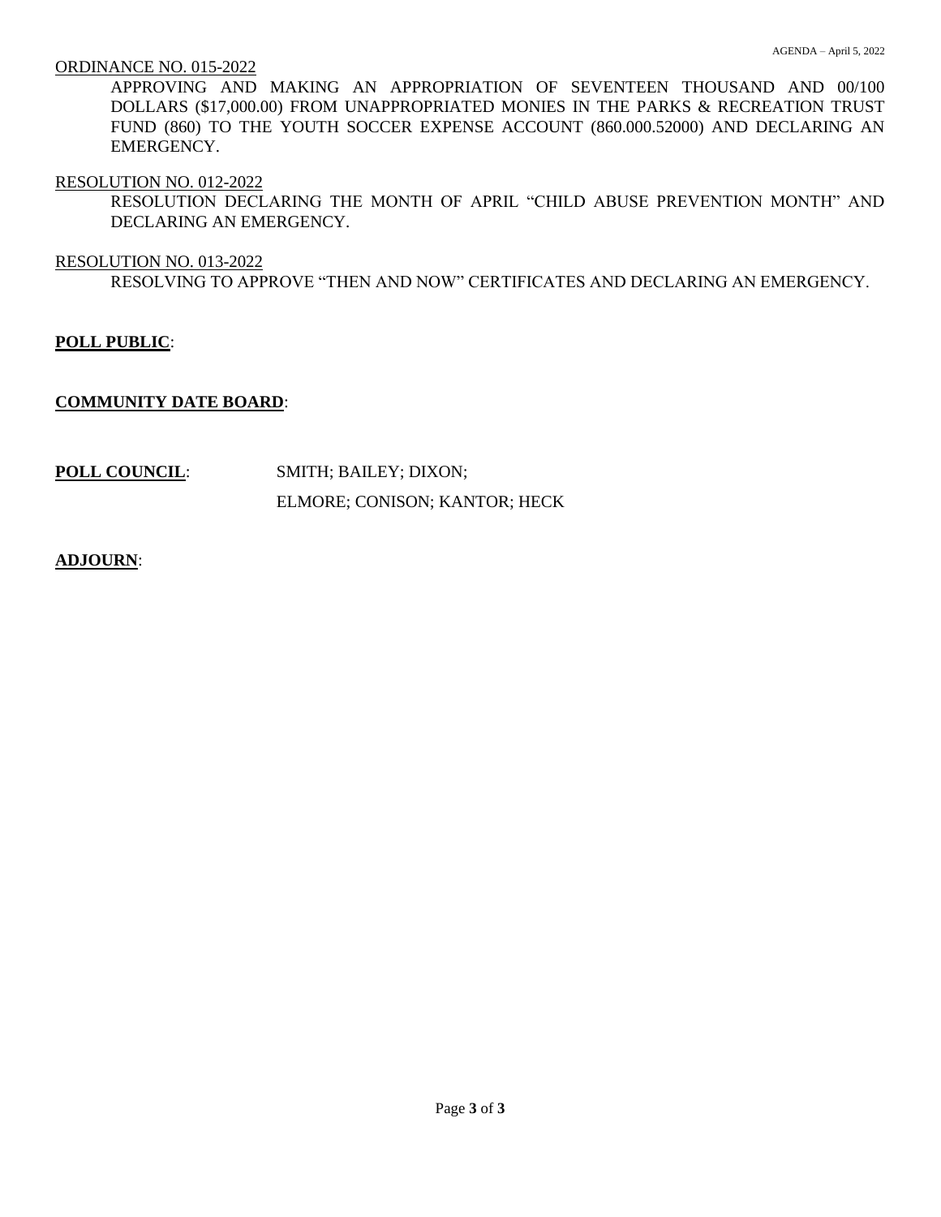ORDINANCE NO. 015-2022

APPROVING AND MAKING AN APPROPRIATION OF SEVENTEEN THOUSAND AND 00/100 DOLLARS ($17,000.00) FROM UNAPPROPRIATED MONIES IN THE PARKS & RECREATION TRUST FUND (860) TO THE YOUTH SOCCER EXPENSE ACCOUNT (860.000.52000) AND DECLARING AN EMERGENCY.

RESOLUTION NO. 012-2022

RESOLUTION DECLARING THE MONTH OF APRIL "CHILD ABUSE PREVENTION MONTH" AND DECLARING AN EMERGENCY.

RESOLUTION NO. 013-2022

RESOLVING TO APPROVE "THEN AND NOW" CERTIFICATES AND DECLARING AN EMERGENCY.

**POLL PUBLIC**:

**COMMUNITY DATE BOARD**:

**POLL COUNCIL**: SMITH; BAILEY; DIXON;
ELMORE; CONISON; KANTOR; HECK

**ADJOURN**: